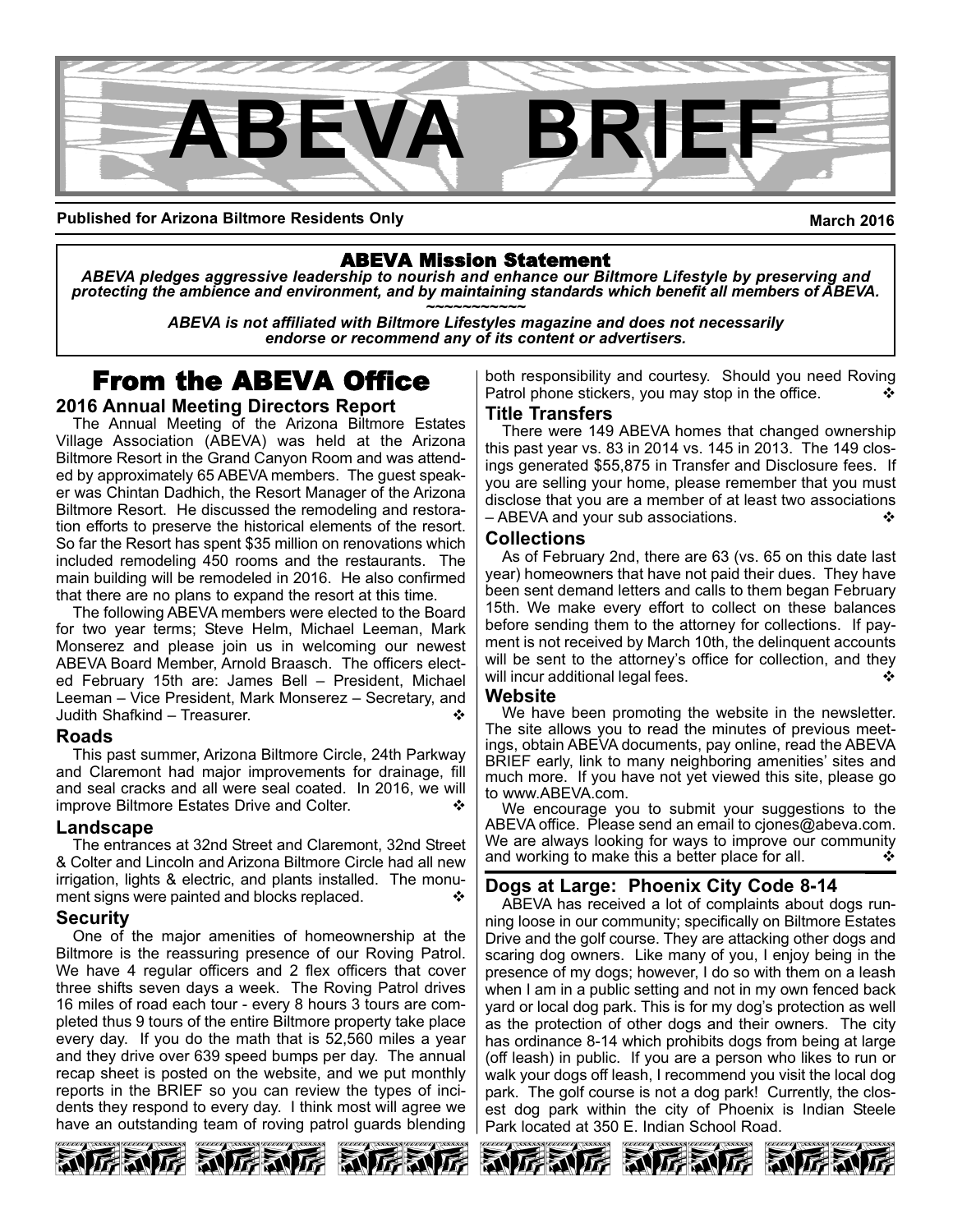# ABEVA BRIEF

**Published for Arizona Biltmore Residents Only** **March 2016**

**ABEVA Mission Statement**

***ABEVA pledges aggressive leadership to nourish and enhance our Biltmore Lifestyle by preserving and protecting the ambience and environment, and by maintaining standards which benefit all members of ABEVA.***

~~~~~~~~~~~

***ABEVA is not affiliated with Biltmore Lifestyles magazine and does not necessarily endorse or recommend any of its content or advertisers.***

## From the ABEVA Office

### 2016 Annual Meeting Directors Report

The Annual Meeting of the Arizona Biltmore Estates Village Association (ABEVA) was held at the Arizona Biltmore Resort in the Grand Canyon Room and was attended by approximately 65 ABEVA members. The guest speaker was Chintan Dadhich, the Resort Manager of the Arizona Biltmore Resort. He discussed the remodeling and restoration efforts to preserve the historical elements of the resort. So far the Resort has spent $35 million on renovations which included remodeling 450 rooms and the restaurants. The main building will be remodeled in 2016. He also confirmed that there are no plans to expand the resort at this time.

The following ABEVA members were elected to the Board for two year terms; Steve Helm, Michael Leeman, Mark Monserez and please join us in welcoming our newest ABEVA Board Member, Arnold Braasch. The officers elected February 15th are: James Bell – President, Michael Leeman – Vice President, Mark Monserez – Secretary, and Judith Shafkind – Treasurer. ❖

### Roads

This past summer, Arizona Biltmore Circle, 24th Parkway and Claremont had major improvements for drainage, fill and seal cracks and all were seal coated. In 2016, we will improve Biltmore Estates Drive and Colter. ❖

### Landscape

The entrances at 32nd Street and Claremont, 32nd Street & Colter and Lincoln and Arizona Biltmore Circle had all new irrigation, lights & electric, and plants installed. The monument signs were painted and blocks replaced. ❖

### Security

One of the major amenities of homeownership at the Biltmore is the reassuring presence of our Roving Patrol. We have 4 regular officers and 2 flex officers that cover three shifts seven days a week. The Roving Patrol drives 16 miles of road each tour - every 8 hours 3 tours are completed thus 9 tours of the entire Biltmore property take place every day. If you do the math that is 52,560 miles a year and they drive over 639 speed bumps per day. The annual recap sheet is posted on the website, and we put monthly reports in the BRIEF so you can review the types of incidents they respond to every day. I think most will agree we have an outstanding team of roving patrol guards blending both responsibility and courtesy. Should you need Roving Patrol phone stickers, you may stop in the office. ❖

### Title Transfers

There were 149 ABEVA homes that changed ownership this past year vs. 83 in 2014 vs. 145 in 2013. The 149 closings generated $55,875 in Transfer and Disclosure fees. If you are selling your home, please remember that you must disclose that you are a member of at least two associations – ABEVA and your sub associations. ❖

### Collections

As of February 2nd, there are 63 (vs. 65 on this date last year) homeowners that have not paid their dues. They have been sent demand letters and calls to them began February 15th. We make every effort to collect on these balances before sending them to the attorney for collections. If payment is not received by March 10th, the delinquent accounts will be sent to the attorney's office for collection, and they will incur additional legal fees. ❖

### Website

We have been promoting the website in the newsletter. The site allows you to read the minutes of previous meetings, obtain ABEVA documents, pay online, read the ABEVA BRIEF early, link to many neighboring amenities' sites and much more. If you have not yet viewed this site, please go to www.ABEVA.com.

We encourage you to submit your suggestions to the ABEVA office. Please send an email to cjones@abeva.com. We are always looking for ways to improve our community and working to make this a better place for all. ❖

### Dogs at Large: Phoenix City Code 8-14

ABEVA has received a lot of complaints about dogs running loose in our community; specifically on Biltmore Estates Drive and the golf course. They are attacking other dogs and scaring dog owners. Like many of you, I enjoy being in the presence of my dogs; however, I do so with them on a leash when I am in a public setting and not in my own fenced back yard or local dog park. This is for my dog's protection as well as the protection of other dogs and their owners. The city has ordinance 8-14 which prohibits dogs from being at large (off leash) in public. If you are a person who likes to run or walk your dogs off leash, I recommend you visit the local dog park. The golf course is not a dog park! Currently, the closest dog park within the city of Phoenix is Indian Steele Park located at 350 E. Indian School Road.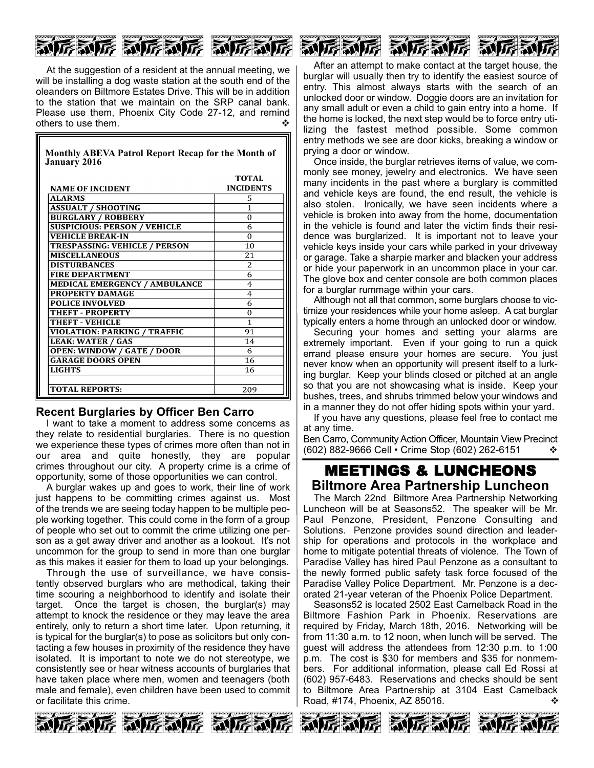At the suggestion of a resident at the annual meeting, we will be installing a dog waste station at the south end of the oleanders on Biltmore Estates Drive. This will be in addition to the station that we maintain on the SRP canal bank. Please use them, Phoenix City Code 27-12, and remind others to use them. ❖

**Monthly ABEVA Patrol Report Recap for the Month of January 2016**

| NAME OF INCIDENT | TOTAL INCIDENTS |
|---|---|
| ALARMS | 5 |
| ASSUALT / SHOOTING | 1 |
| BURGLARY / ROBBERY | 0 |
| SUSPICIOUS: PERSON / VEHICLE | 6 |
| VEHICLE BREAK-IN | 0 |
| TRESPASSING: VEHICLE / PERSON | 10 |
| MISCELLANEOUS | 21 |
| DISTURBANCES | 2 |
| FIRE DEPARTMENT | 6 |
| MEDICAL EMERGENCY / AMBULANCE | 4 |
| PROPERTY DAMAGE | 4 |
| POLICE INVOLVED | 6 |
| THEFT - PROPERTY | 0 |
| THEFT - VEHICLE | 1 |
| VIOLATION: PARKING / TRAFFIC | 91 |
| LEAK: WATER / GAS | 14 |
| OPEN: WINDOW / GATE / DOOR | 6 |
| GARAGE DOORS OPEN | 16 |
| LIGHTS | 16 |
| | |
| TOTAL REPORTS: | 209 |

## Recent Burglaries by Officer Ben Carro

I want to take a moment to address some concerns as they relate to residential burglaries. There is no question we experience these types of crimes more often than not in our area and quite honestly, they are popular crimes throughout our city. A property crime is a crime of opportunity, some of those opportunities we can control.

A burglar wakes up and goes to work, their line of work just happens to be committing crimes against us. Most of the trends we are seeing today happen to be multiple people working together. This could come in the form of a group of people who set out to commit the crime utilizing one person as a get away driver and another as a lookout. It's not uncommon for the group to send in more than one burglar as this makes it easier for them to load up your belongings.

Through the use of surveillance, we have consistently observed burglars who are methodical, taking their time scouring a neighborhood to identify and isolate their target. Once the target is chosen, the burglar(s) may attempt to knock the residence or they may leave the area entirely, only to return a short time later. Upon returning, it is typical for the burglar(s) to pose as solicitors but only contacting a few houses in proximity of the residence they have isolated. It is important to note we do not stereotype, we consistently see or hear witness accounts of burglaries that have taken place where men, women and teenagers (both male and female), even children have been used to commit or facilitate this crime.

After an attempt to make contact at the target house, the burglar will usually then try to identify the easiest source of entry. This almost always starts with the search of an unlocked door or window. Doggie doors are an invitation for any small adult or even a child to gain entry into a home. If the home is locked, the next step would be to force entry utilizing the fastest method possible. Some common entry methods we see are door kicks, breaking a window or prying a door or window.

Once inside, the burglar retrieves items of value, we commonly see money, jewelry and electronics. We have seen many incidents in the past where a burglary is committed and vehicle keys are found, the end result, the vehicle is also stolen. Ironically, we have seen incidents where a vehicle is broken into away from the home, documentation in the vehicle is found and later the victim finds their residence was burglarized. It is important not to leave your vehicle keys inside your cars while parked in your driveway or garage. Take a sharpie marker and blacken your address or hide your paperwork in an uncommon place in your car. The glove box and center console are both common places for a burglar rummage within your cars.

Although not all that common, some burglars choose to victimize your residences while your home asleep. A cat burglar typically enters a home through an unlocked door or window.

Securing your homes and setting your alarms are extremely important. Even if your going to run a quick errand please ensure your homes are secure. You just never know when an opportunity will present itself to a lurking burglar. Keep your blinds closed or pitched at an angle so that you are not showcasing what is inside. Keep your bushes, trees, and shrubs trimmed below your windows and in a manner they do not offer hiding spots within your yard.

If you have any questions, please feel free to contact me at any time.

Ben Carro, Community Action Officer, Mountain View Precinct
(602) 882-9666 Cell • Crime Stop (602) 262-6151 ❖

# MEETINGS & LUNCHEONS

## Biltmore Area Partnership Luncheon

The March 22nd Biltmore Area Partnership Networking Luncheon will be at Seasons52. The speaker will be Mr. Paul Penzone, President, Penzone Consulting and Solutions. Penzone provides sound direction and leadership for operations and protocols in the workplace and home to mitigate potential threats of violence. The Town of Paradise Valley has hired Paul Penzone as a consultant to the newly formed public safety task force focused of the Paradise Valley Police Department. Mr. Penzone is a decorated 21-year veteran of the Phoenix Police Department.

Seasons52 is located 2502 East Camelback Road in the Biltmore Fashion Park in Phoenix. Reservations are required by Friday, March 18th, 2016. Networking will be from 11:30 a.m. to 12 noon, when lunch will be served. The guest will address the attendees from 12:30 p.m. to 1:00 p.m. The cost is $30 for members and $35 for nonmembers. For additional information, please call Ed Rossi at (602) 957-6483. Reservations and checks should be sent to Biltmore Area Partnership at 3104 East Camelback Road, #174, Phoenix, AZ 85016. ❖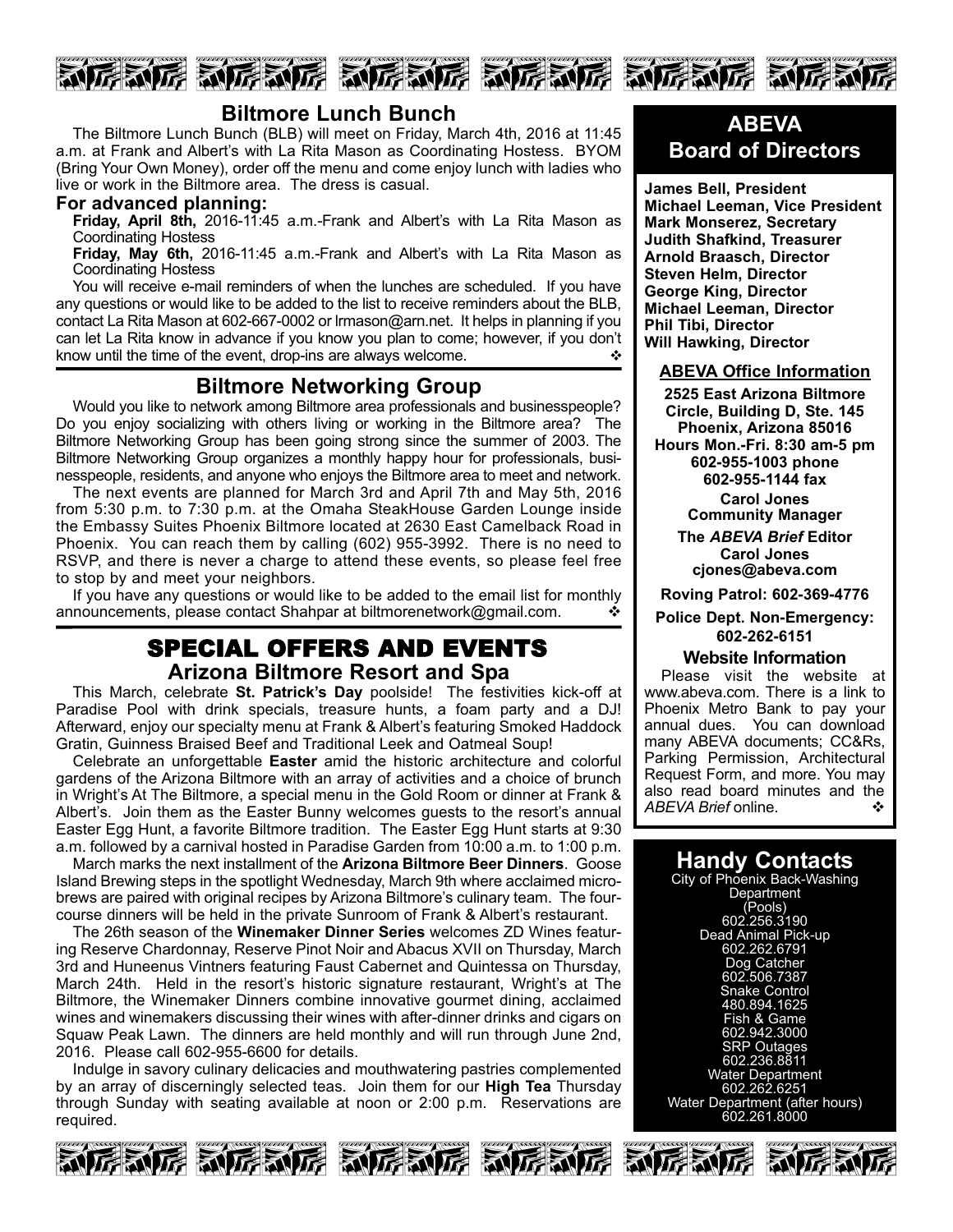## Biltmore Lunch Bunch

The Biltmore Lunch Bunch (BLB) will meet on Friday, March 4th, 2016 at 11:45 a.m. at Frank and Albert's with La Rita Mason as Coordinating Hostess. BYOM (Bring Your Own Money), order off the menu and come enjoy lunch with ladies who live or work in the Biltmore area. The dress is casual.

### For advanced planning:

**Friday, April 8th,** 2016-11:45 a.m.-Frank and Albert's with La Rita Mason as Coordinating Hostess

**Friday, May 6th,** 2016-11:45 a.m.-Frank and Albert's with La Rita Mason as Coordinating Hostess

You will receive e-mail reminders of when the lunches are scheduled. If you have any questions or would like to be added to the list to receive reminders about the BLB, contact La Rita Mason at 602-667-0002 or lrmason@arn.net. It helps in planning if you can let La Rita know in advance if you know you plan to come; however, if you don't know until the time of the event, drop-ins are always welcome. ❖

## Biltmore Networking Group

Would you like to network among Biltmore area professionals and businesspeople? Do you enjoy socializing with others living or working in the Biltmore area? The Biltmore Networking Group has been going strong since the summer of 2003. The Biltmore Networking Group organizes a monthly happy hour for professionals, businesspeople, residents, and anyone who enjoys the Biltmore area to meet and network.

The next events are planned for March 3rd and April 7th and May 5th, 2016 from 5:30 p.m. to 7:30 p.m. at the Omaha SteakHouse Garden Lounge inside the Embassy Suites Phoenix Biltmore located at 2630 East Camelback Road in Phoenix. You can reach them by calling (602) 955-3992. There is no need to RSVP, and there is never a charge to attend these events, so please feel free to stop by and meet your neighbors.

If you have any questions or would like to be added to the email list for monthly announcements, please contact Shahpar at biltmorenetwork@gmail.com. ❖

## SPECIAL OFFERS AND EVENTS

### Arizona Biltmore Resort and Spa

This March, celebrate **St. Patrick's Day** poolside! The festivities kick-off at Paradise Pool with drink specials, treasure hunts, a foam party and a DJ! Afterward, enjoy our specialty menu at Frank & Albert's featuring Smoked Haddock Gratin, Guinness Braised Beef and Traditional Leek and Oatmeal Soup!

Celebrate an unforgettable **Easter** amid the historic architecture and colorful gardens of the Arizona Biltmore with an array of activities and a choice of brunch in Wright's At The Biltmore, a special menu in the Gold Room or dinner at Frank & Albert's. Join them as the Easter Bunny welcomes guests to the resort's annual Easter Egg Hunt, a favorite Biltmore tradition. The Easter Egg Hunt starts at 9:30 a.m. followed by a carnival hosted in Paradise Garden from 10:00 a.m. to 1:00 p.m.

March marks the next installment of the **Arizona Biltmore Beer Dinners**. Goose Island Brewing steps in the spotlight Wednesday, March 9th where acclaimed microbrews are paired with original recipes by Arizona Biltmore's culinary team. The four-course dinners will be held in the private Sunroom of Frank & Albert's restaurant.

The 26th season of the **Winemaker Dinner Series** welcomes ZD Wines featuring Reserve Chardonnay, Reserve Pinot Noir and Abacus XVII on Thursday, March 3rd and Huneenus Vintners featuring Faust Cabernet and Quintessa on Thursday, March 24th. Held in the resort's historic signature restaurant, Wright's at The Biltmore, the Winemaker Dinners combine innovative gourmet dining, acclaimed wines and winemakers discussing their wines with after-dinner drinks and cigars on Squaw Peak Lawn. The dinners are held monthly and will run through June 2nd, 2016. Please call 602-955-6600 for details.

Indulge in savory culinary delicacies and mouthwatering pastries complemented by an array of discerningly selected teas. Join them for our **High Tea** Thursday through Sunday with seating available at noon or 2:00 p.m. Reservations are required.

## ABEVA Board of Directors

**James Bell, President**
**Michael Leeman, Vice President**
**Mark Monserez, Secretary**
**Judith Shafkind, Treasurer**
**Arnold Braasch, Director**
**Steven Helm, Director**
**George King, Director**
**Michael Leeman, Director**
**Phil Tibi, Director**
**Will Hawking, Director**

### ABEVA Office Information

**2525 East Arizona Biltmore Circle, Building D, Ste. 145**
**Phoenix, Arizona 85016**
**Hours Mon.-Fri. 8:30 am-5 pm**
**602-955-1003 phone**
**602-955-1144 fax**

**Carol Jones**
**Community Manager**

**The *ABEVA Brief* Editor**
**Carol Jones**
**cjones@abeva.com**

**Roving Patrol: 602-369-4776**

**Police Dept. Non-Emergency: 602-262-6151**

### Website Information

Please visit the website at www.abeva.com. There is a link to Phoenix Metro Bank to pay your annual dues. You can download many ABEVA documents; CC&Rs, Parking Permission, Architectural Request Form, and more. You may also read board minutes and the *ABEVA Brief* online. ❖

## Handy Contacts

City of Phoenix Back-Washing Department (Pools)
602.256.3190
Dead Animal Pick-up
602.262.6791
Dog Catcher
602.506.7387
Snake Control
480.894.1625
Fish & Game
602.942.3000
SRP Outages
602.236.8811
Water Department
602.262.6251
Water Department (after hours)
602.261.8000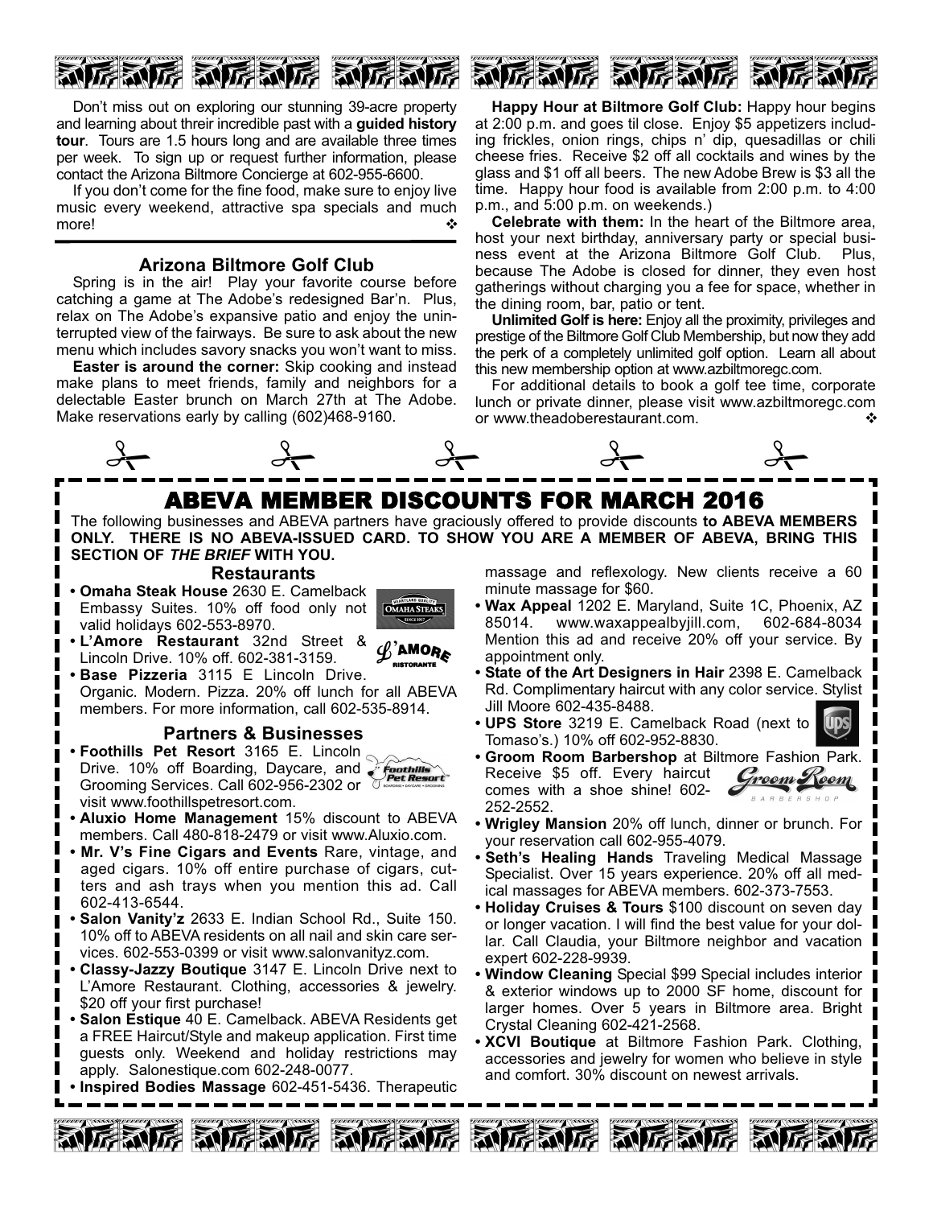Don't miss out on exploring our stunning 39-acre property and learning about threir incredible past with a **guided history tour**. Tours are 1.5 hours long and are available three times per week. To sign up or request further information, please contact the Arizona Biltmore Concierge at 602-955-6600.

If you don't come for the fine food, make sure to enjoy live music every weekend, attractive spa specials and much more! ❖

### Arizona Biltmore Golf Club

Spring is in the air! Play your favorite course before catching a game at The Adobe's redesigned Bar'n. Plus, relax on The Adobe's expansive patio and enjoy the uninterrupted view of the fairways. Be sure to ask about the new menu which includes savory snacks you won't want to miss.

**Easter is around the corner:** Skip cooking and instead make plans to meet friends, family and neighbors for a delectable Easter brunch on March 27th at The Adobe. Make reservations early by calling (602)468-9160.

**Happy Hour at Biltmore Golf Club:** Happy hour begins at 2:00 p.m. and goes til close. Enjoy $5 appetizers including frickles, onion rings, chips n' dip, quesadillas or chili cheese fries. Receive $2 off all cocktails and wines by the glass and $1 off all beers. The new Adobe Brew is $3 all the time. Happy hour food is available from 2:00 p.m. to 4:00 p.m., and 5:00 p.m. on weekends.)

**Celebrate with them:** In the heart of the Biltmore area, host your next birthday, anniversary party or special business event at the Arizona Biltmore Golf Club. Plus, because The Adobe is closed for dinner, they even host gatherings without charging you a fee for space, whether in the dining room, bar, patio or tent.

**Unlimited Golf is here:** Enjoy all the proximity, privileges and prestige of the Biltmore Golf Club Membership, but now they add the perk of a completely unlimited golf option. Learn all about this new membership option at www.azbiltmoregc.com.

For additional details to book a golf tee time, corporate lunch or private dinner, please visit www.azbiltmoregc.com or www.theadoberestaurant.com. ❖

## ABEVA MEMBER DISCOUNTS FOR MARCH 2016

The following businesses and ABEVA partners have graciously offered to provide discounts **to ABEVA MEMBERS ONLY. THERE IS NO ABEVA-ISSUED CARD. TO SHOW YOU ARE A MEMBER OF ABEVA, BRING THIS SECTION OF *THE BRIEF* WITH YOU.**

### Restaurants

- **Omaha Steak House** 2630 E. Camelback Embassy Suites. 10% off food only not valid holidays 602-553-8970.
- **L'Amore Restaurant** 32nd Street & Lincoln Drive. 10% off. 602-381-3159.
- **Base Pizzeria** 3115 E Lincoln Drive. Organic. Modern. Pizza. 20% off lunch for all ABEVA members. For more information, call 602-535-8914.

### Partners & Businesses

- **Foothills Pet Resort** 3165 E. Lincoln Drive. 10% off Boarding, Daycare, and Grooming Services. Call 602-956-2302 or visit www.foothillspetresort.com.
- **Aluxio Home Management** 15% discount to ABEVA members. Call 480-818-2479 or visit www.Aluxio.com.
- **Mr. V's Fine Cigars and Events** Rare, vintage, and aged cigars. 10% off entire purchase of cigars, cutters and ash trays when you mention this ad. Call 602-413-6544.
- **Salon Vanity'z** 2633 E. Indian School Rd., Suite 150. 10% off to ABEVA residents on all nail and skin care services. 602-553-0399 or visit www.salonvanityz.com.
- **Classy-Jazzy Boutique** 3147 E. Lincoln Drive next to L'Amore Restaurant. Clothing, accessories & jewelry. $20 off your first purchase!
- **Salon Estique** 40 E. Camelback. ABEVA Residents get a FREE Haircut/Style and makeup application. First time guests only. Weekend and holiday restrictions may apply. Salonestique.com 602-248-0077.
- **Inspired Bodies Massage** 602-451-5436. Therapeutic massage and reflexology. New clients receive a 60 minute massage for $60.
- **Wax Appeal** 1202 E. Maryland, Suite 1C, Phoenix, AZ 85014. www.waxappealbyjill.com, 602-684-8034 Mention this ad and receive 20% off your service. By appointment only.
- **State of the Art Designers in Hair** 2398 E. Camelback Rd. Complimentary haircut with any color service. Stylist Jill Moore 602-435-8488.
- **UPS Store** 3219 E. Camelback Road (next to Tomaso's.) 10% off 602-952-8830.
- **Groom Room Barbershop** at Biltmore Fashion Park. Receive $5 off. Every haircut comes with a shoe shine! 602-252-2552.
- **Wrigley Mansion** 20% off lunch, dinner or brunch. For your reservation call 602-955-4079.
- **Seth's Healing Hands** Traveling Medical Massage Specialist. Over 15 years experience. 20% off all medical massages for ABEVA members. 602-373-7553.
- **Holiday Cruises & Tours** $100 discount on seven day or longer vacation. I will find the best value for your dollar. Call Claudia, your Biltmore neighbor and vacation expert 602-228-9939.
- **Window Cleaning** Special $99 Special includes interior & exterior windows up to 2000 SF home, discount for larger homes. Over 5 years in Biltmore area. Bright Crystal Cleaning 602-421-2568.
- **XCVI Boutique** at Biltmore Fashion Park. Clothing, accessories and jewelry for women who believe in style and comfort. 30% discount on newest arrivals.